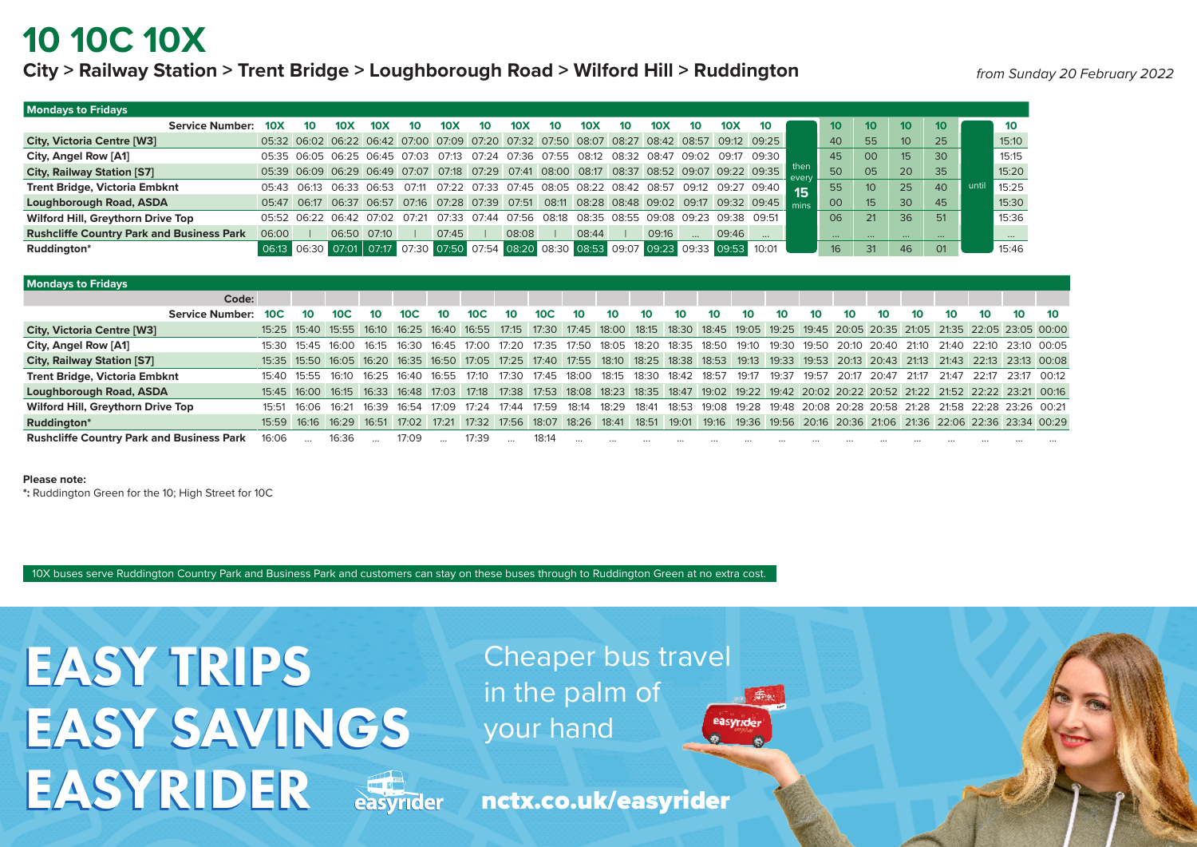# 10 10C 10X

## City > Railway Station > Trent Bridge > Loughborough Road > Wilford Hill > Ruddington

*from Sunday 20 February 2022*

**Mondays to Fridays**

| Service Number: | 10X | 10 | 10X | 10X | 10 | 10X | 10 | 10X | 10 | 10X | 10 | 10X | 10 | 10X | 10 | | 10 | 10 | 10 | 10 | | 10 |
|---|---|---|---|---|---|---|---|---|---|---|---|---|---|---|---|---|---|---|---|---|---|---|
| City, Victoria Centre [W3] | 05:32 | 06:02 | 06:22 | 06:42 | 07:00 | 07:09 | 07:20 | 07:32 | 07:50 | 08:07 | 08:27 | 08:42 | 08:57 | 09:12 | 09:25 | then every 15 mins | 40 | 55 | 10 | 25 | until | 15:10 |
| City, Angel Row [A1] | 05:35 | 06:05 | 06:25 | 06:45 | 07:03 | 07:13 | 07:24 | 07:36 | 07:55 | 08:12 | 08:32 | 08:47 | 09:02 | 09:17 | 09:30 | | 45 | 00 | 15 | 30 | | 15:15 |
| City, Railway Station [S7] | 05:39 | 06:09 | 06:29 | 06:49 | 07:07 | 07:18 | 07:29 | 07:41 | 08:00 | 08:17 | 08:37 | 08:52 | 09:07 | 09:22 | 09:35 | | 50 | 05 | 20 | 35 | | 15:20 |
| Trent Bridge, Victoria Embknt | 05:43 | 06:13 | 06:33 | 06:53 | 07:11 | 07:22 | 07:33 | 07:45 | 08:05 | 08:22 | 08:42 | 08:57 | 09:12 | 09:27 | 09:40 | | 55 | 10 | 25 | 40 | | 15:25 |
| Loughborough Road, ASDA | 05:47 | 06:17 | 06:37 | 06:57 | 07:16 | 07:28 | 07:39 | 07:51 | 08:11 | 08:28 | 08:48 | 09:02 | 09:17 | 09:32 | 09:45 | | 00 | 15 | 30 | 45 | | 15:30 |
| Wilford Hill, Greythorn Drive Top | 05:52 | 06:22 | 06:42 | 07:02 | 07:21 | 07:33 | 07:44 | 07:56 | 08:18 | 08:35 | 08:55 | 09:08 | 09:23 | 09:38 | 09:51 | | 06 | 21 | 36 | 51 | | 15:36 |
| Rushcliffe Country Park and Business Park | 06:00 | \| | 06:50 | 07:10 | \| | 07:45 | \| | 08:08 | \| | 08:44 | \| | 09:16 | ... | 09:46 | ... | | ... | ... | ... | ... | | ... |
| Ruddington* | 06:13 | 06:30 | 07:01 | 07:17 | 07:30 | 07:50 | 07:54 | 08:20 | 08:30 | 08:53 | 09:07 | 09:23 | 09:33 | 09:53 | 10:01 | | 16 | 31 | 46 | 01 | | 15:46 |

**Mondays to Fridays**

| Code: | | | | | | | | | | | | | | | | | | | | | | | | |
|---|---|---|---|---|---|---|---|---|---|---|---|---|---|---|---|---|---|---|---|---|---|---|---|---|
| Service Number: | 10C | 10 | 10C | 10 | 10C | 10 | 10C | 10 | 10C | 10 | 10 | 10 | 10 | 10 | 10 | 10 | 10 | 10 | 10 | 10 | 10 | 10 | 10 | 10 |
| City, Victoria Centre [W3] | 15:25 | 15:40 | 15:55 | 16:10 | 16:25 | 16:40 | 16:55 | 17:15 | 17:30 | 17:45 | 18:00 | 18:15 | 18:30 | 18:45 | 19:05 | 19:25 | 19:45 | 20:05 | 20:35 | 21:05 | 21:35 | 22:05 | 23:05 | 00:00 |
| City, Angel Row [A1] | 15:30 | 15:45 | 16:00 | 16:15 | 16:30 | 16:45 | 17:00 | 17:20 | 17:35 | 17:50 | 18:05 | 18:20 | 18:35 | 18:50 | 19:10 | 19:30 | 19:50 | 20:10 | 20:40 | 21:10 | 21:40 | 22:10 | 23:10 | 00:05 |
| City, Railway Station [S7] | 15:35 | 15:50 | 16:05 | 16:20 | 16:35 | 16:50 | 17:05 | 17:25 | 17:40 | 17:55 | 18:10 | 18:25 | 18:38 | 18:53 | 19:13 | 19:33 | 19:53 | 20:13 | 20:43 | 21:13 | 21:43 | 22:13 | 23:13 | 00:08 |
| Trent Bridge, Victoria Embknt | 15:40 | 15:55 | 16:10 | 16:25 | 16:40 | 16:55 | 17:10 | 17:30 | 17:45 | 18:00 | 18:15 | 18:30 | 18:42 | 18:57 | 19:17 | 19:37 | 19:57 | 20:17 | 20:47 | 21:17 | 21:47 | 22:17 | 23:17 | 00:12 |
| Loughborough Road, ASDA | 15:45 | 16:00 | 16:15 | 16:33 | 16:48 | 17:03 | 17:18 | 17:38 | 17:53 | 18:08 | 18:23 | 18:35 | 18:47 | 19:02 | 19:22 | 19:42 | 20:02 | 20:22 | 20:52 | 21:22 | 21:52 | 22:22 | 23:21 | 00:16 |
| Wilford Hill, Greythorn Drive Top | 15:51 | 16:06 | 16:21 | 16:39 | 16:54 | 17:09 | 17:24 | 17:44 | 17:59 | 18:14 | 18:29 | 18:41 | 18:53 | 19:08 | 19:28 | 19:48 | 20:08 | 20:28 | 20:58 | 21:28 | 21:58 | 22:28 | 23:26 | 00:21 |
| Ruddington* | 15:59 | 16:16 | 16:29 | 16:51 | 17:02 | 17:21 | 17:32 | 17:56 | 18:07 | 18:26 | 18:41 | 18:51 | 19:01 | 19:16 | 19:36 | 19:56 | 20:16 | 20:36 | 21:06 | 21:36 | 22:06 | 22:36 | 23:34 | 00:29 |
| Rushcliffe Country Park and Business Park | 16:06 | ... | 16:36 | ... | 17:09 | ... | 17:39 | ... | 18:14 | ... | ... | ... | ... | ... | ... | ... | ... | ... | ... | ... | ... | ... | ... | ... |

**Please note:**

**\*:** Ruddington Green for the 10; High Street for 10C

10X buses serve Ruddington Country Park and Business Park and customers can stay on these buses through to Ruddington Green at no extra cost.

# EASY TRIPS EASY SAVINGS EASYRIDER

Cheaper bus travel in the palm of your hand

easyrider

**nctx.co.uk/easyrider**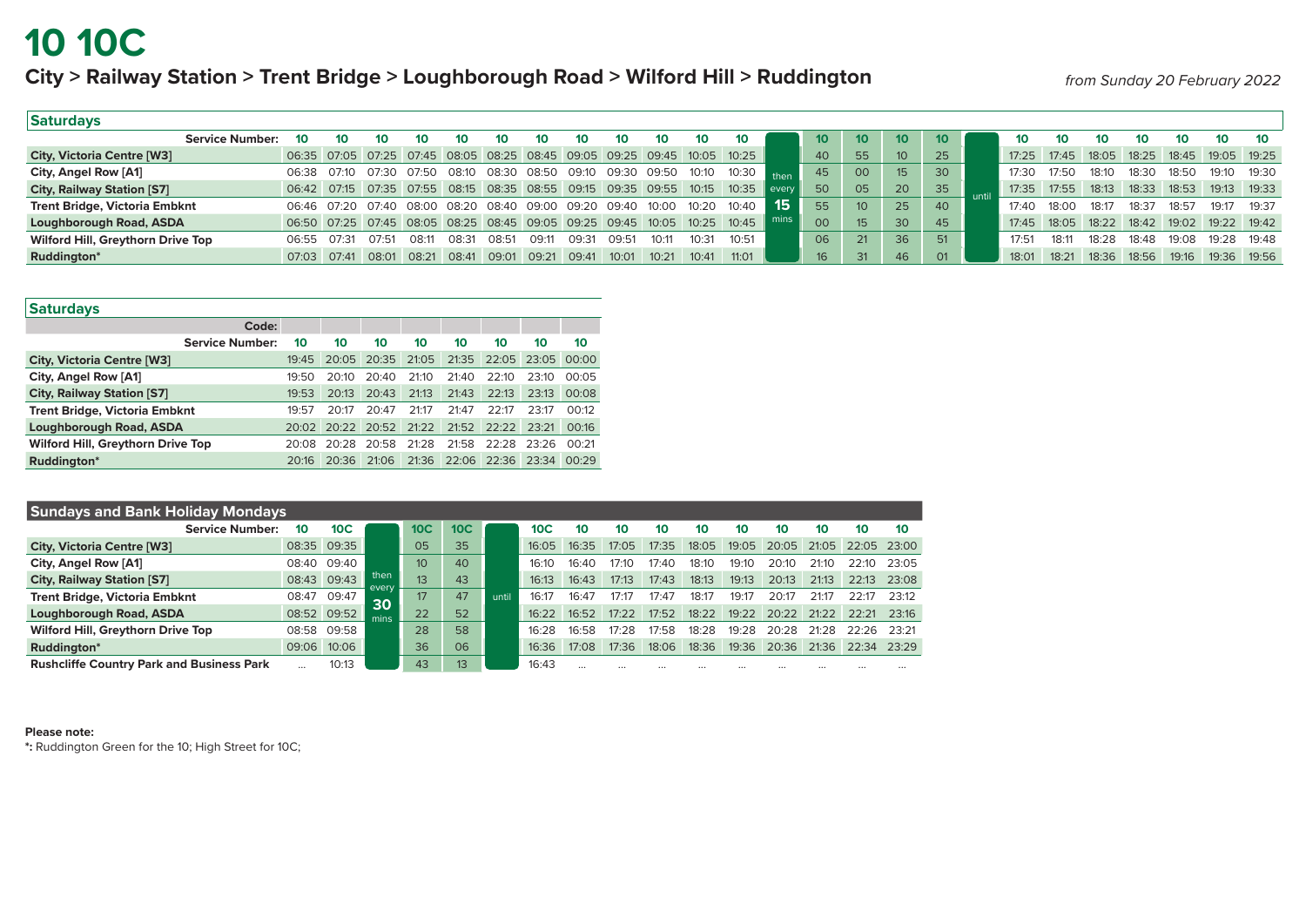# 10 10C

## City > Railway Station > Trent Bridge > Loughborough Road > Wilford Hill > Ruddington

*from Sunday 20 February 2022*

### Saturdays

| Service Number: | 10 | 10 | 10 | 10 | 10 | 10 | 10 | 10 | 10 | 10 | 10 | 10 | | 10 | 10 | 10 | 10 | | 10 | 10 | 10 | 10 | 10 | 10 | 10 |
|---|---|---|---|---|---|---|---|---|---|---|---|---|---|---|---|---|---|---|---|---|---|---|---|---|---|
| City, Victoria Centre [W3] | 06:35 | 07:05 | 07:25 | 07:45 | 08:05 | 08:25 | 08:45 | 09:05 | 09:25 | 09:45 | 10:05 | 10:25 | then every 15 mins | 40 | 55 | 10 | 25 | until | 17:25 | 17:45 | 18:05 | 18:25 | 18:45 | 19:05 | 19:25 |
| City, Angel Row [A1] | 06:38 | 07:10 | 07:30 | 07:50 | 08:10 | 08:30 | 08:50 | 09:10 | 09:30 | 09:50 | 10:10 | 10:30 | | 45 | 00 | 15 | 30 | | 17:30 | 17:50 | 18:10 | 18:30 | 18:50 | 19:10 | 19:30 |
| City, Railway Station [S7] | 06:42 | 07:15 | 07:35 | 07:55 | 08:15 | 08:35 | 08:55 | 09:15 | 09:35 | 09:55 | 10:15 | 10:35 | | 50 | 05 | 20 | 35 | | 17:35 | 17:55 | 18:13 | 18:33 | 18:53 | 19:13 | 19:33 |
| Trent Bridge, Victoria Embknt | 06:46 | 07:20 | 07:40 | 08:00 | 08:20 | 08:40 | 09:00 | 09:20 | 09:40 | 10:00 | 10:20 | 10:40 | | 55 | 10 | 25 | 40 | | 17:40 | 18:00 | 18:17 | 18:37 | 18:57 | 19:17 | 19:37 |
| Loughborough Road, ASDA | 06:50 | 07:25 | 07:45 | 08:05 | 08:25 | 08:45 | 09:05 | 09:25 | 09:45 | 10:05 | 10:25 | 10:45 | | 00 | 15 | 30 | 45 | | 17:45 | 18:05 | 18:22 | 18:42 | 19:02 | 19:22 | 19:42 |
| Wilford Hill, Greythorn Drive Top | 06:55 | 07:31 | 07:51 | 08:11 | 08:31 | 08:51 | 09:11 | 09:31 | 09:51 | 10:11 | 10:31 | 10:51 | | 06 | 21 | 36 | 51 | | 17:51 | 18:11 | 18:28 | 18:48 | 19:08 | 19:28 | 19:48 |
| Ruddington* | 07:03 | 07:41 | 08:01 | 08:21 | 08:41 | 09:01 | 09:21 | 09:41 | 10:01 | 10:21 | 10:41 | 11:01 | | 16 | 31 | 46 | 01 | | 18:01 | 18:21 | 18:36 | 18:56 | 19:16 | 19:36 | 19:56 |

### Saturdays

| Code: | | | | | | | | |
|---|---|---|---|---|---|---|---|---|
| Service Number: | 10 | 10 | 10 | 10 | 10 | 10 | 10 | 10 |
| City, Victoria Centre [W3] | 19:45 | 20:05 | 20:35 | 21:05 | 21:35 | 22:05 | 23:05 | 00:00 |
| City, Angel Row [A1] | 19:50 | 20:10 | 20:40 | 21:10 | 21:40 | 22:10 | 23:10 | 00:05 |
| City, Railway Station [S7] | 19:53 | 20:13 | 20:43 | 21:13 | 21:43 | 22:13 | 23:13 | 00:08 |
| Trent Bridge, Victoria Embknt | 19:57 | 20:17 | 20:47 | 21:17 | 21:47 | 22:17 | 23:17 | 00:12 |
| Loughborough Road, ASDA | 20:02 | 20:22 | 20:52 | 21:22 | 21:52 | 22:22 | 23:21 | 00:16 |
| Wilford Hill, Greythorn Drive Top | 20:08 | 20:28 | 20:58 | 21:28 | 21:58 | 22:28 | 23:26 | 00:21 |
| Ruddington* | 20:16 | 20:36 | 21:06 | 21:36 | 22:06 | 22:36 | 23:34 | 00:29 |

### Sundays and Bank Holiday Mondays

| Service Number: | 10 | 10C | | 10C | 10C | | 10C | 10 | 10 | 10 | 10 | 10 | 10 | 10 | 10 | 10 |
|---|---|---|---|---|---|---|---|---|---|---|---|---|---|---|---|---|
| City, Victoria Centre [W3] | 08:35 | 09:35 | then every 30 mins | 05 | 35 | until | 16:05 | 16:35 | 17:05 | 17:35 | 18:05 | 19:05 | 20:05 | 21:05 | 22:05 | 23:00 |
| City, Angel Row [A1] | 08:40 | 09:40 | | 10 | 40 | | 16:10 | 16:40 | 17:10 | 17:40 | 18:10 | 19:10 | 20:10 | 21:10 | 22:10 | 23:05 |
| City, Railway Station [S7] | 08:43 | 09:43 | | 13 | 43 | | 16:13 | 16:43 | 17:13 | 17:43 | 18:13 | 19:13 | 20:13 | 21:13 | 22:13 | 23:08 |
| Trent Bridge, Victoria Embknt | 08:47 | 09:47 | | 17 | 47 | | 16:17 | 16:47 | 17:17 | 17:47 | 18:17 | 19:17 | 20:17 | 21:17 | 22:17 | 23:12 |
| Loughborough Road, ASDA | 08:52 | 09:52 | | 22 | 52 | | 16:22 | 16:52 | 17:22 | 17:52 | 18:22 | 19:22 | 20:22 | 21:22 | 22:21 | 23:16 |
| Wilford Hill, Greythorn Drive Top | 08:58 | 09:58 | | 28 | 58 | | 16:28 | 16:58 | 17:28 | 17:58 | 18:28 | 19:28 | 20:28 | 21:28 | 22:26 | 23:21 |
| Ruddington* | 09:06 | 10:06 | | 36 | 06 | | 16:36 | 17:08 | 17:36 | 18:06 | 18:36 | 19:36 | 20:36 | 21:36 | 22:34 | 23:29 |
| Rushcliffe Country Park and Business Park | ... | 10:13 | | 43 | 13 | | 16:43 | ... | ... | ... | ... | ... | ... | ... | ... | ... |

**Please note:**

**\*:** Ruddington Green for the 10; High Street for 10C;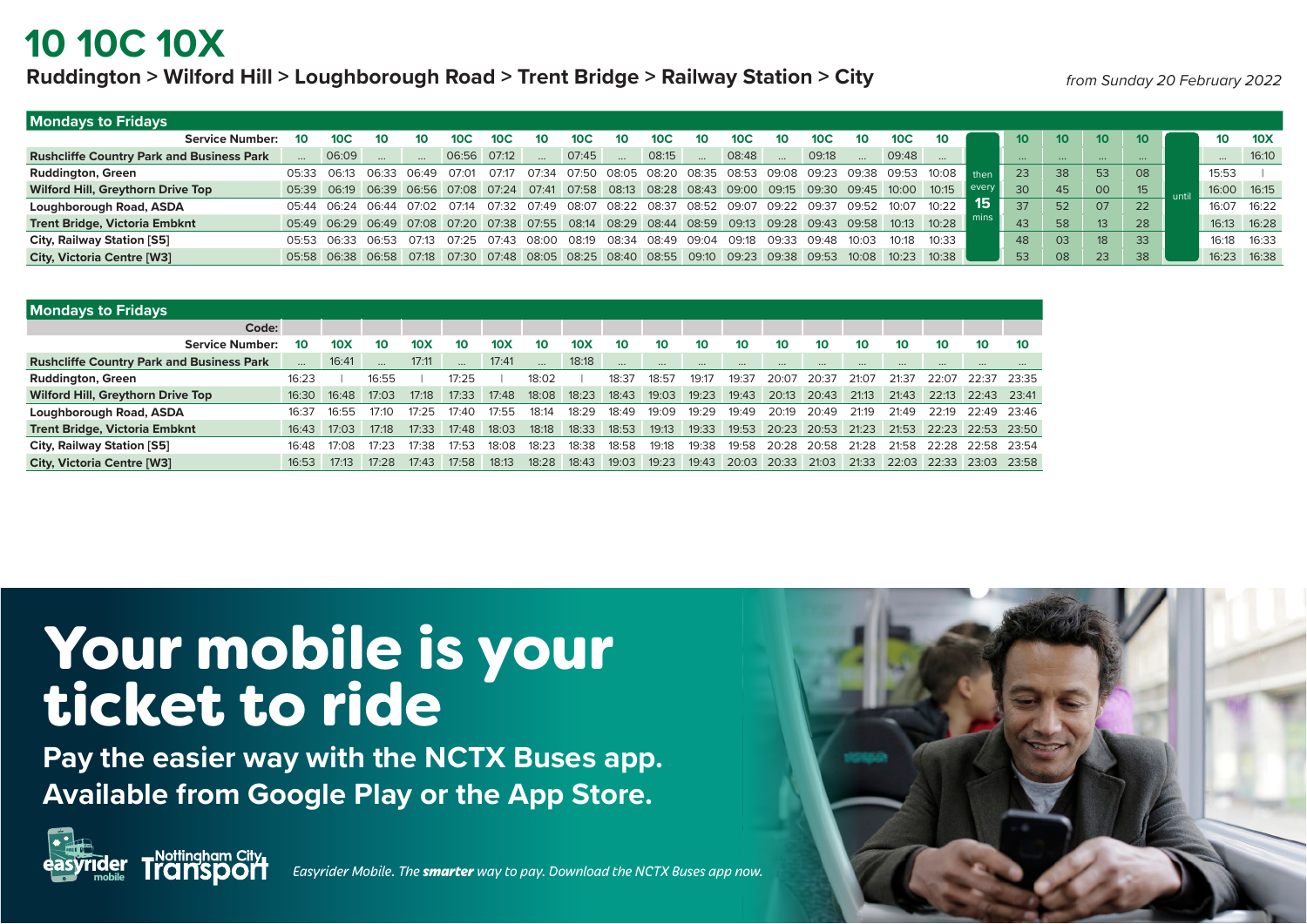# 10 10C 10X

## Ruddington > Wilford Hill > Loughborough Road > Trent Bridge > Railway Station > City

*from Sunday 20 February 2022*

### Mondays to Fridays

| Service Number: | 10 | 10C | 10 | 10 | 10C | 10C | 10 | 10C | 10 | 10C | 10 | 10C | 10 | 10C | 10 | 10C | 10 | | 10 | 10 | 10 | 10 | | 10 | 10X |
|---|---|---|---|---|---|---|---|---|---|---|---|---|---|---|---|---|---|---|---|---|---|---|---|---|---|
| Rushcliffe Country Park and Business Park | ... | 06:09 | ... | ... | 06:56 | 07:12 | ... | 07:45 | ... | 08:15 | ... | 08:48 | ... | 09:18 | ... | 09:48 | ... | then every 15 mins | ... | ... | ... | ... | until | ... | 16:10 |
| Ruddington, Green | 05:33 | 06:13 | 06:33 | 06:49 | 07:01 | 07:17 | 07:34 | 07:50 | 08:05 | 08:20 | 08:35 | 08:53 | 09:08 | 09:23 | 09:38 | 09:53 | 10:08 | | 23 | 38 | 53 | 08 | | 15:53 | \| |
| Wilford Hill, Greythorn Drive Top | 05:39 | 06:19 | 06:39 | 06:56 | 07:08 | 07:24 | 07:41 | 07:58 | 08:13 | 08:28 | 08:43 | 09:00 | 09:15 | 09:30 | 09:45 | 10:00 | 10:15 | | 30 | 45 | 00 | 15 | | 16:00 | 16:15 |
| Loughborough Road, ASDA | 05:44 | 06:24 | 06:44 | 07:02 | 07:14 | 07:32 | 07:49 | 08:07 | 08:22 | 08:37 | 08:52 | 09:07 | 09:22 | 09:37 | 09:52 | 10:07 | 10:22 | | 37 | 52 | 07 | 22 | | 16:07 | 16:22 |
| Trent Bridge, Victoria Embknt | 05:49 | 06:29 | 06:49 | 07:08 | 07:20 | 07:38 | 07:55 | 08:14 | 08:29 | 08:44 | 08:59 | 09:13 | 09:28 | 09:43 | 09:58 | 10:13 | 10:28 | | 43 | 58 | 13 | 28 | | 16:13 | 16:28 |
| City, Railway Station [S5] | 05:53 | 06:33 | 06:53 | 07:13 | 07:25 | 07:43 | 08:00 | 08:19 | 08:34 | 08:49 | 09:04 | 09:18 | 09:33 | 09:48 | 10:03 | 10:18 | 10:33 | | 48 | 03 | 18 | 33 | | 16:18 | 16:33 |
| City, Victoria Centre [W3] | 05:58 | 06:38 | 06:58 | 07:18 | 07:30 | 07:48 | 08:05 | 08:25 | 08:40 | 08:55 | 09:10 | 09:23 | 09:38 | 09:53 | 10:08 | 10:23 | 10:38 | | 53 | 08 | 23 | 38 | | 16:23 | 16:38 |

### Mondays to Fridays

| Code: | | | | | | | | | | | | | | | | | | | |
|---|---|---|---|---|---|---|---|---|---|---|---|---|---|---|---|---|---|---|---|
| Service Number: | 10 | 10X | 10 | 10X | 10 | 10X | 10 | 10X | 10 | 10 | 10 | 10 | 10 | 10 | 10 | 10 | 10 | 10 | 10 |
| Rushcliffe Country Park and Business Park | ... | 16:41 | ... | 17:11 | ... | 17:41 | ... | 18:18 | ... | ... | ... | ... | ... | ... | ... | ... | ... | ... | ... |
| Ruddington, Green | 16:23 | \| | 16:55 | \| | 17:25 | \| | 18:02 | \| | 18:37 | 18:57 | 19:17 | 19:37 | 20:07 | 20:37 | 21:07 | 21:37 | 22:07 | 22:37 | 23:35 |
| Wilford Hill, Greythorn Drive Top | 16:30 | 16:48 | 17:03 | 17:18 | 17:33 | 17:48 | 18:08 | 18:23 | 18:43 | 19:03 | 19:23 | 19:43 | 20:13 | 20:43 | 21:13 | 21:43 | 22:13 | 22:43 | 23:41 |
| Loughborough Road, ASDA | 16:37 | 16:55 | 17:10 | 17:25 | 17:40 | 17:55 | 18:14 | 18:29 | 18:49 | 19:09 | 19:29 | 19:49 | 20:19 | 20:49 | 21:19 | 21:49 | 22:19 | 22:49 | 23:46 |
| Trent Bridge, Victoria Embknt | 16:43 | 17:03 | 17:18 | 17:33 | 17:48 | 18:03 | 18:18 | 18:33 | 18:53 | 19:13 | 19:33 | 19:53 | 20:23 | 20:53 | 21:23 | 21:53 | 22:23 | 22:53 | 23:50 |
| City, Railway Station [S5] | 16:48 | 17:08 | 17:23 | 17:38 | 17:53 | 18:08 | 18:23 | 18:38 | 18:58 | 19:18 | 19:38 | 19:58 | 20:28 | 20:58 | 21:28 | 21:58 | 22:28 | 22:58 | 23:54 |
| City, Victoria Centre [W3] | 16:53 | 17:13 | 17:28 | 17:43 | 17:58 | 18:13 | 18:28 | 18:43 | 19:03 | 19:23 | 19:43 | 20:03 | 20:33 | 21:03 | 21:33 | 22:03 | 22:33 | 23:03 | 23:58 |

# Your mobile is your ticket to ride

**Pay the easier way with the NCTX Buses app. Available from Google Play or the App Store.**

easyrider mobile · Nottingham City Transport

*Easyrider Mobile. The* ***smarter*** *way to pay. Download the NCTX Buses app now.*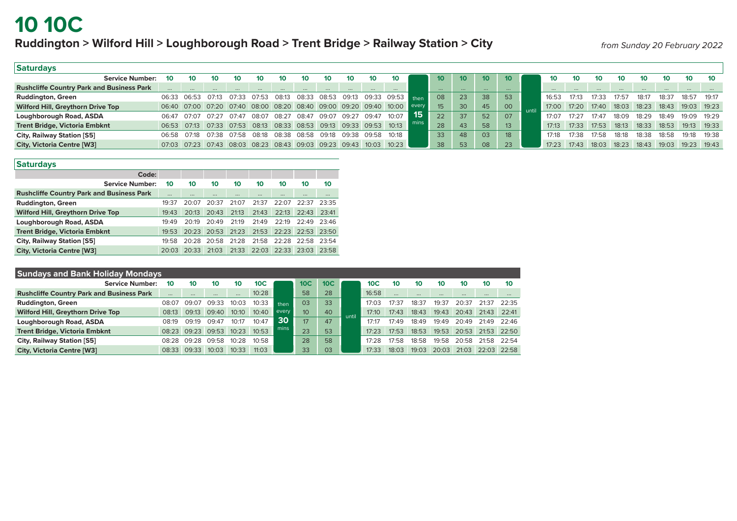# 10 10C

## Ruddington > Wilford Hill > Loughborough Road > Trent Bridge > Railway Station > City

*from Sunday 20 February 2022*

### Saturdays

| Service Number: | 10 | 10 | 10 | 10 | 10 | 10 | 10 | 10 | 10 | 10 | 10 | | 10 | 10 | 10 | 10 | | 10 | 10 | 10 | 10 | 10 | 10 | 10 | 10 |
|---|---|---|---|---|---|---|---|---|---|---|---|---|---|---|---|---|---|---|---|---|---|---|---|---|---|
| Rushcliffe Country Park and Business Park | ... | ... | ... | ... | ... | ... | ... | ... | ... | ... | ... | then | ... | ... | ... | ... | until | ... | ... | ... | ... | ... | ... | ... | ... |
| Ruddington, Green | 06:33 | 06:53 | 07:13 | 07:33 | 07:53 | 08:13 | 08:33 | 08:53 | 09:13 | 09:33 | 09:53 | every | 08 | 23 | 38 | 53 | | 16:53 | 17:13 | 17:33 | 17:57 | 18:17 | 18:37 | 18:57 | 19:17 |
| Wilford Hill, Greythorn Drive Top | 06:40 | 07:00 | 07:20 | 07:40 | 08:00 | 08:20 | 08:40 | 09:00 | 09:20 | 09:40 | 10:00 | 15 | 15 | 30 | 45 | 00 | | 17:00 | 17:20 | 17:40 | 18:03 | 18:23 | 18:43 | 19:03 | 19:23 |
| Loughborough Road, ASDA | 06:47 | 07:07 | 07:27 | 07:47 | 08:07 | 08:27 | 08:47 | 09:07 | 09:27 | 09:47 | 10:07 | mins | 22 | 37 | 52 | 07 | | 17:07 | 17:27 | 17:47 | 18:09 | 18:29 | 18:49 | 19:09 | 19:29 |
| Trent Bridge, Victoria Embknt | 06:53 | 07:13 | 07:33 | 07:53 | 08:13 | 08:33 | 08:53 | 09:13 | 09:33 | 09:53 | 10:13 | | 28 | 43 | 58 | 13 | | 17:13 | 17:33 | 17:53 | 18:13 | 18:33 | 18:53 | 19:13 | 19:33 |
| City, Railway Station [S5] | 06:58 | 07:18 | 07:38 | 07:58 | 08:18 | 08:38 | 08:58 | 09:18 | 09:38 | 09:58 | 10:18 | | 33 | 48 | 03 | 18 | | 17:18 | 17:38 | 17:58 | 18:18 | 18:38 | 18:58 | 19:18 | 19:38 |
| City, Victoria Centre [W3] | 07:03 | 07:23 | 07:43 | 08:03 | 08:23 | 08:43 | 09:03 | 09:23 | 09:43 | 10:03 | 10:23 | | 38 | 53 | 08 | 23 | | 17:23 | 17:43 | 18:03 | 18:23 | 18:43 | 19:03 | 19:23 | 19:43 |

### Saturdays

| Code: | | | | | | | | |
|---|---|---|---|---|---|---|---|---|
| Service Number: | 10 | 10 | 10 | 10 | 10 | 10 | 10 | 10 |
| Rushcliffe Country Park and Business Park | ... | ... | ... | ... | ... | ... | ... | ... |
| Ruddington, Green | 19:37 | 20:07 | 20:37 | 21:07 | 21:37 | 22:07 | 22:37 | 23:35 |
| Wilford Hill, Greythorn Drive Top | 19:43 | 20:13 | 20:43 | 21:13 | 21:43 | 22:13 | 22:43 | 23:41 |
| Loughborough Road, ASDA | 19:49 | 20:19 | 20:49 | 21:19 | 21:49 | 22:19 | 22:49 | 23:46 |
| Trent Bridge, Victoria Embknt | 19:53 | 20:23 | 20:53 | 21:23 | 21:53 | 22:23 | 22:53 | 23:50 |
| City, Railway Station [S5] | 19:58 | 20:28 | 20:58 | 21:28 | 21:58 | 22:28 | 22:58 | 23:54 |
| City, Victoria Centre [W3] | 20:03 | 20:33 | 21:03 | 21:33 | 22:03 | 22:33 | 23:03 | 23:58 |

### Sundays and Bank Holiday Mondays

| Service Number: | 10 | 10 | 10 | 10 | 10C | | 10C | 10C | | 10C | 10 | 10 | 10 | 10 | 10 | 10 |
|---|---|---|---|---|---|---|---|---|---|---|---|---|---|---|---|---|
| Rushcliffe Country Park and Business Park | ... | ... | ... | ... | 10:28 | then | 58 | 28 | until | 16:58 | ... | ... | ... | ... | ... | ... |
| Ruddington, Green | 08:07 | 09:07 | 09:33 | 10:03 | 10:33 | every | 03 | 33 | | 17:03 | 17:37 | 18:37 | 19:37 | 20:37 | 21:37 | 22:35 |
| Wilford Hill, Greythorn Drive Top | 08:13 | 09:13 | 09:40 | 10:10 | 10:40 | 30 | 10 | 40 | | 17:10 | 17:43 | 18:43 | 19:43 | 20:43 | 21:43 | 22:41 |
| Loughborough Road, ASDA | 08:19 | 09:19 | 09:47 | 10:17 | 10:47 | mins | 17 | 47 | | 17:17 | 17:49 | 18:49 | 19:49 | 20:49 | 21:49 | 22:46 |
| Trent Bridge, Victoria Embknt | 08:23 | 09:23 | 09:53 | 10:23 | 10:53 | | 23 | 53 | | 17:23 | 17:53 | 18:53 | 19:53 | 20:53 | 21:53 | 22:50 |
| City, Railway Station [S5] | 08:28 | 09:28 | 09:58 | 10:28 | 10:58 | | 28 | 58 | | 17:28 | 17:58 | 18:58 | 19:58 | 20:58 | 21:58 | 22:54 |
| City, Victoria Centre [W3] | 08:33 | 09:33 | 10:03 | 10:33 | 11:03 | | 33 | 03 | | 17:33 | 18:03 | 19:03 | 20:03 | 21:03 | 22:03 | 22:58 |